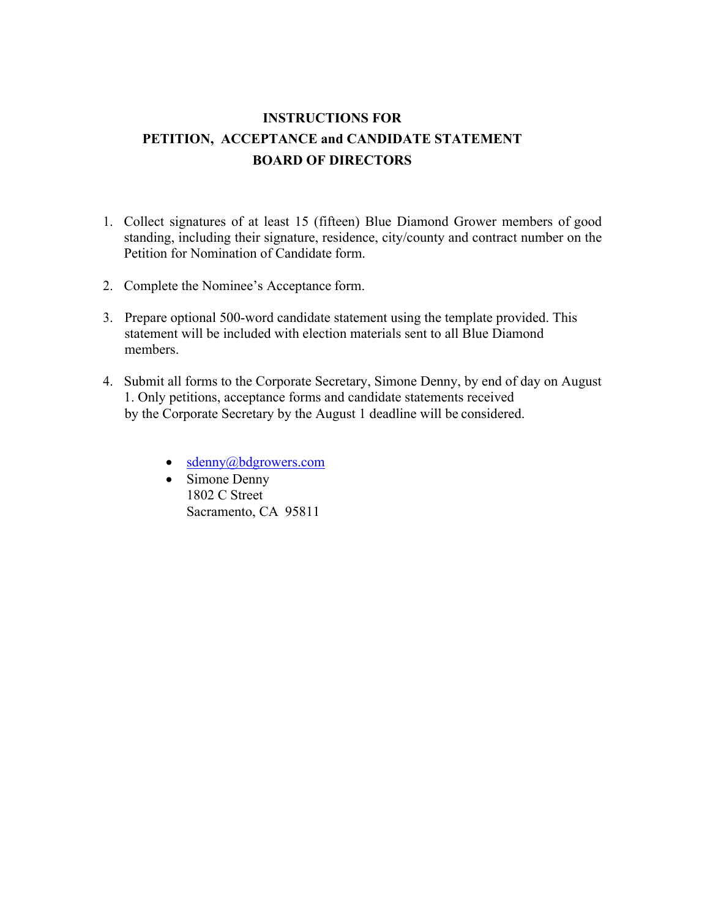# INSTRUCTIONS FOR
# PETITION, ACCEPTANCE and CANDIDATE STATEMENT
# BOARD OF DIRECTORS

1. Collect signatures of at least 15 (fifteen) Blue Diamond Grower members of good standing, including their signature, residence, city/county and contract number on the Petition for Nomination of Candidate form.

2. Complete the Nominee's Acceptance form.

3. Prepare optional 500-word candidate statement using the template provided. This statement will be included with election materials sent to all Blue Diamond members.

4. Submit all forms to the Corporate Secretary, Simone Denny, by end of day on August 1. Only petitions, acceptance forms and candidate statements received by the Corporate Secretary by the August 1 deadline will be considered.

   - sdenny@bdgrowers.com
   - Simone Denny
     1802 C Street
     Sacramento, CA 95811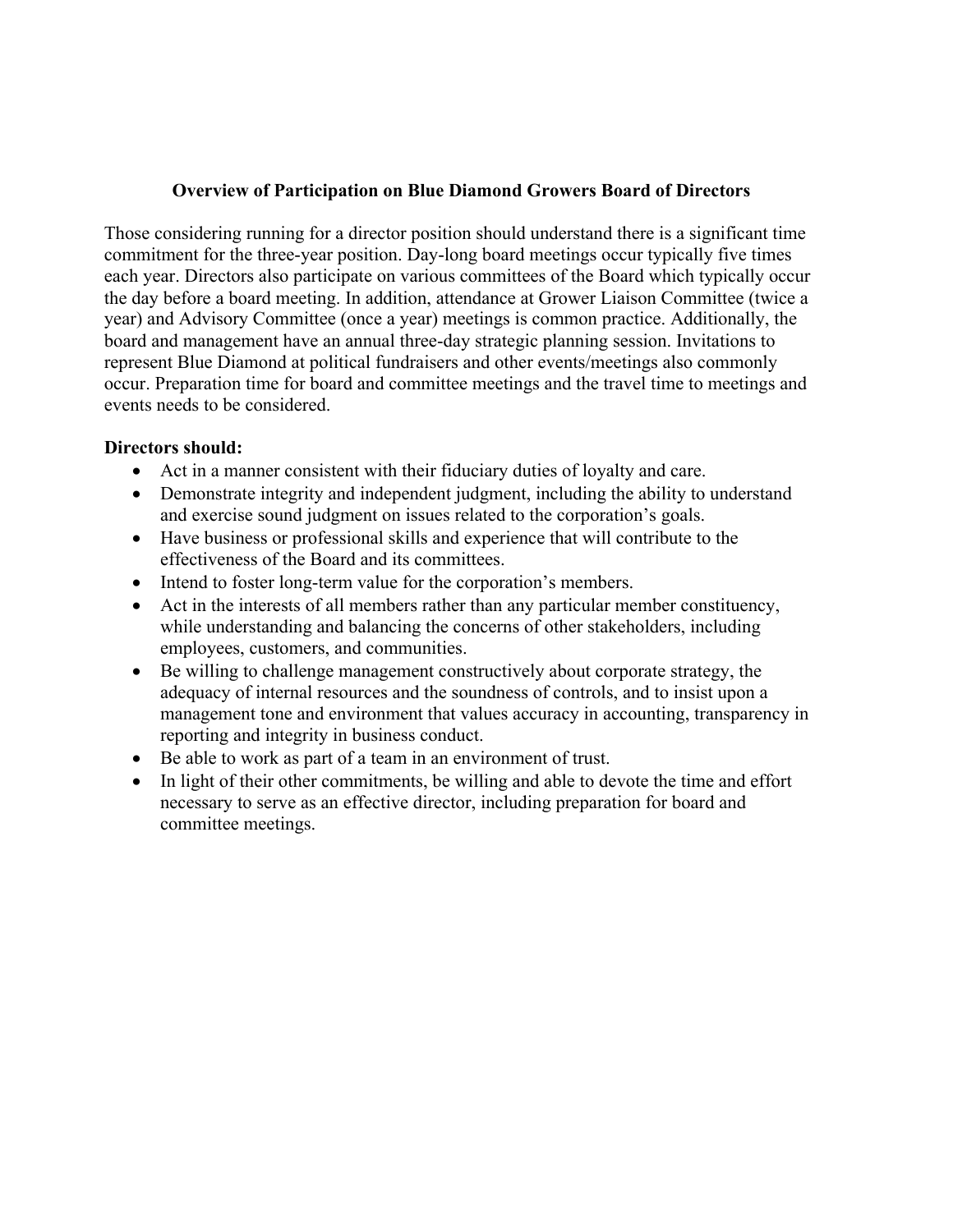## Overview of Participation on Blue Diamond Growers Board of Directors

Those considering running for a director position should understand there is a significant time commitment for the three-year position. Day-long board meetings occur typically five times each year. Directors also participate on various committees of the Board which typically occur the day before a board meeting. In addition, attendance at Grower Liaison Committee (twice a year) and Advisory Committee (once a year) meetings is common practice. Additionally, the board and management have an annual three-day strategic planning session. Invitations to represent Blue Diamond at political fundraisers and other events/meetings also commonly occur. Preparation time for board and committee meetings and the travel time to meetings and events needs to be considered.

**Directors should:**

- Act in a manner consistent with their fiduciary duties of loyalty and care.
- Demonstrate integrity and independent judgment, including the ability to understand and exercise sound judgment on issues related to the corporation's goals.
- Have business or professional skills and experience that will contribute to the effectiveness of the Board and its committees.
- Intend to foster long-term value for the corporation's members.
- Act in the interests of all members rather than any particular member constituency, while understanding and balancing the concerns of other stakeholders, including employees, customers, and communities.
- Be willing to challenge management constructively about corporate strategy, the adequacy of internal resources and the soundness of controls, and to insist upon a management tone and environment that values accuracy in accounting, transparency in reporting and integrity in business conduct.
- Be able to work as part of a team in an environment of trust.
- In light of their other commitments, be willing and able to devote the time and effort necessary to serve as an effective director, including preparation for board and committee meetings.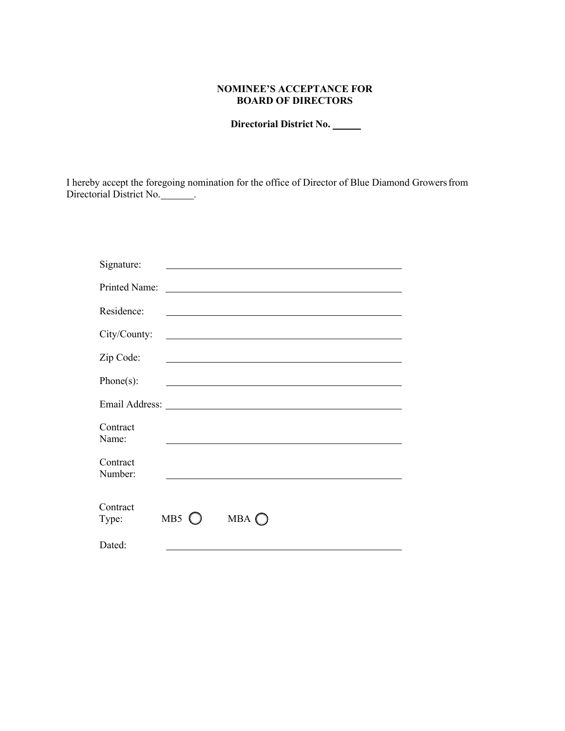**NOMINEE'S ACCEPTANCE FOR BOARD OF DIRECTORS**

**Directorial District No. \_\_\_\_\_\_**

I hereby accept the foregoing nomination for the office of Director of Blue Diamond Growers from Directorial District No.\_\_\_\_\_\_\_.

Signature: \_\_\_\_\_\_\_\_\_\_\_\_\_\_\_\_\_\_\_\_\_\_\_\_\_\_\_\_\_\_\_\_\_\_\_\_\_\_\_\_\_\_\_\_

Printed Name: \_\_\_\_\_\_\_\_\_\_\_\_\_\_\_\_\_\_\_\_\_\_\_\_\_\_\_\_\_\_\_\_\_\_\_\_\_\_\_\_\_\_\_\_

Residence: \_\_\_\_\_\_\_\_\_\_\_\_\_\_\_\_\_\_\_\_\_\_\_\_\_\_\_\_\_\_\_\_\_\_\_\_\_\_\_\_\_\_\_\_

City/County: \_\_\_\_\_\_\_\_\_\_\_\_\_\_\_\_\_\_\_\_\_\_\_\_\_\_\_\_\_\_\_\_\_\_\_\_\_\_\_\_\_\_\_\_

Zip Code: \_\_\_\_\_\_\_\_\_\_\_\_\_\_\_\_\_\_\_\_\_\_\_\_\_\_\_\_\_\_\_\_\_\_\_\_\_\_\_\_\_\_\_\_

Phone(s): \_\_\_\_\_\_\_\_\_\_\_\_\_\_\_\_\_\_\_\_\_\_\_\_\_\_\_\_\_\_\_\_\_\_\_\_\_\_\_\_\_\_\_\_

Email Address: \_\_\_\_\_\_\_\_\_\_\_\_\_\_\_\_\_\_\_\_\_\_\_\_\_\_\_\_\_\_\_\_\_\_\_\_\_\_\_\_\_\_\_\_

Contract Name: \_\_\_\_\_\_\_\_\_\_\_\_\_\_\_\_\_\_\_\_\_\_\_\_\_\_\_\_\_\_\_\_\_\_\_\_\_\_\_\_\_\_\_\_

Contract Number: \_\_\_\_\_\_\_\_\_\_\_\_\_\_\_\_\_\_\_\_\_\_\_\_\_\_\_\_\_\_\_\_\_\_\_\_\_\_\_\_\_\_\_\_

Contract Type: MB5 ○ MBA ○

Dated: \_\_\_\_\_\_\_\_\_\_\_\_\_\_\_\_\_\_\_\_\_\_\_\_\_\_\_\_\_\_\_\_\_\_\_\_\_\_\_\_\_\_\_\_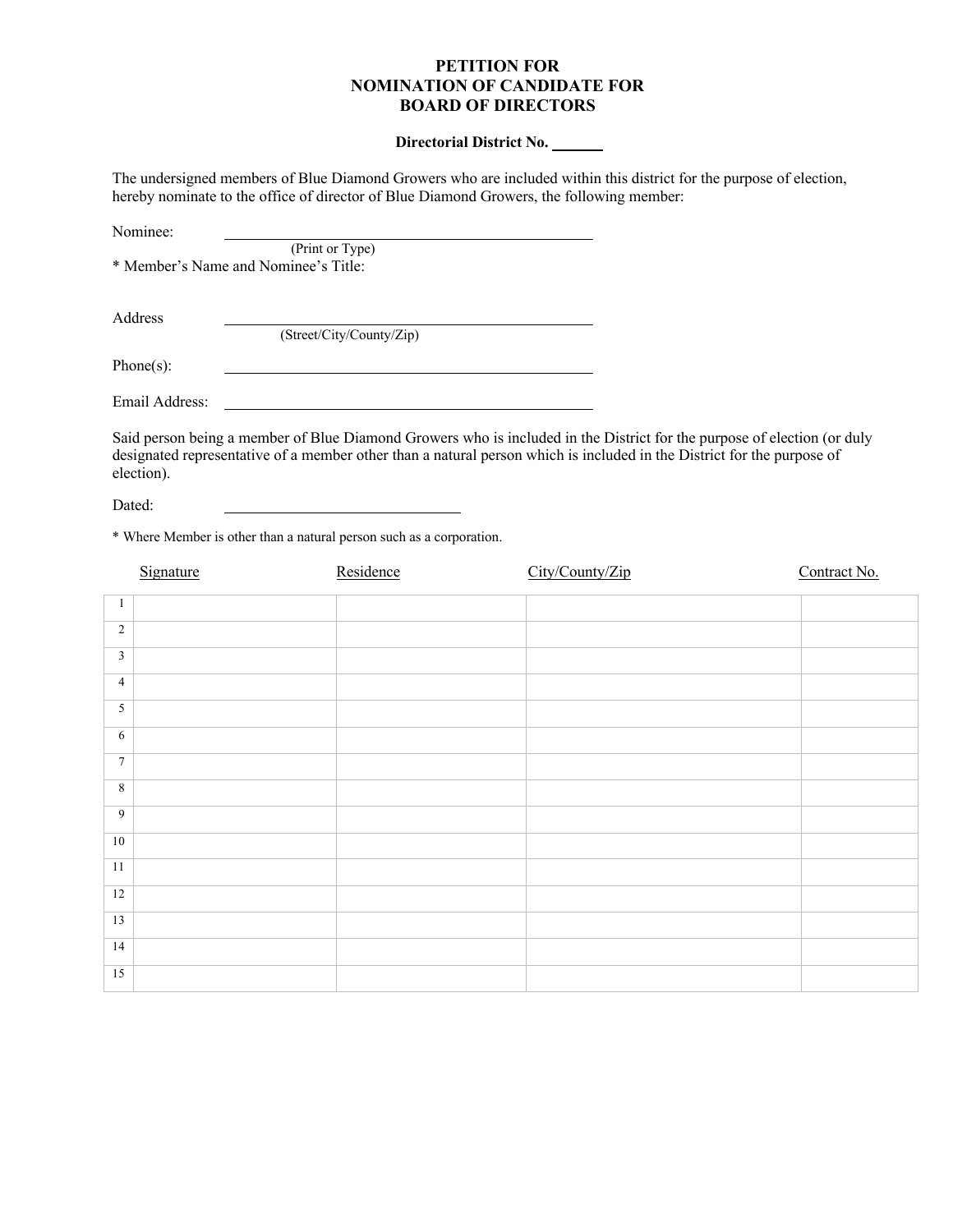# PETITION FOR
# NOMINATION OF CANDIDATE FOR
# BOARD OF DIRECTORS

**Directorial District No. _______**

The undersigned members of Blue Diamond Growers who are included within this district for the purpose of election, hereby nominate to the office of director of Blue Diamond Growers, the following member:

Nominee: ____________________________________________
(Print or Type)

* Member's Name and Nominee's Title:

Address ____________________________________________
(Street/City/County/Zip)

Phone(s): ____________________________________________

Email Address: ____________________________________________

Said person being a member of Blue Diamond Growers who is included in the District for the purpose of election (or duly designated representative of a member other than a natural person which is included in the District for the purpose of election).

Dated: ______________________________

* Where Member is other than a natural person such as a corporation.

| | Signature | Residence | City/County/Zip | Contract No. |
|---|---|---|---|---|
| 1 | | | | |
| 2 | | | | |
| 3 | | | | |
| 4 | | | | |
| 5 | | | | |
| 6 | | | | |
| 7 | | | | |
| 8 | | | | |
| 9 | | | | |
| 10 | | | | |
| 11 | | | | |
| 12 | | | | |
| 13 | | | | |
| 14 | | | | |
| 15 | | | | |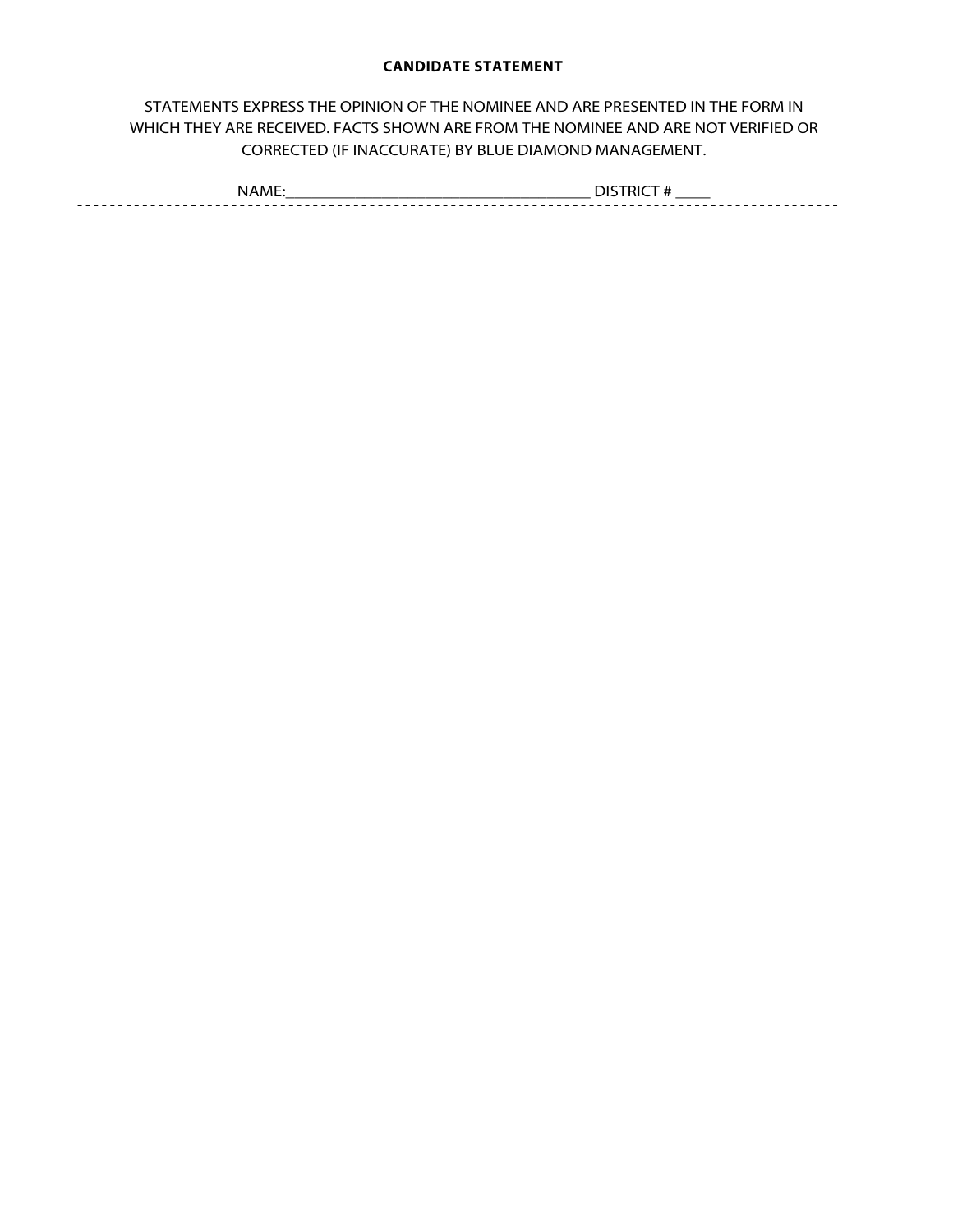**CANDIDATE STATEMENT**

STATEMENTS EXPRESS THE OPINION OF THE NOMINEE AND ARE PRESENTED IN THE FORM IN WHICH THEY ARE RECEIVED. FACTS SHOWN ARE FROM THE NOMINEE AND ARE NOT VERIFIED OR CORRECTED (IF INACCURATE) BY BLUE DIAMOND MANAGEMENT.

NAME:_______________________________________ DISTRICT # _____

---